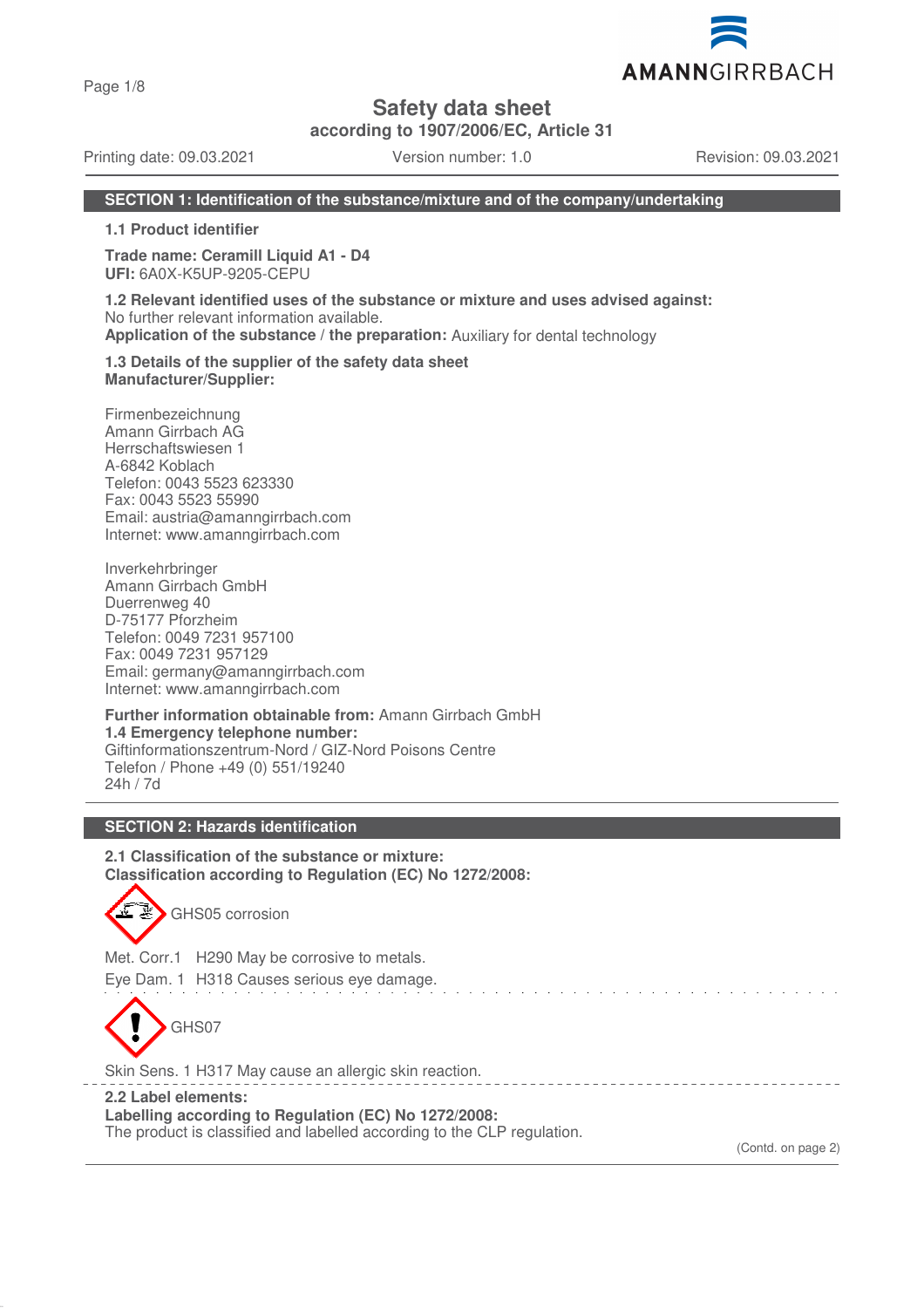# Safety data sheet

**according to 1907/2006/EC, Article 31**

Printing date: 09.03.2021 | Version number: 1.0 | Revision: 09.03.2021

## SECTION 1: Identification of the substance/mixture and of the company/undertaking

### 1.1 Product identifier

**Trade name: Ceramill Liquid A1 - D4**
**UFI:** 6A0X-K5UP-9205-CEPU

**1.2 Relevant identified uses of the substance or mixture and uses advised against:**
No further relevant information available.
**Application of the substance / the preparation:** Auxiliary for dental technology

**1.3 Details of the supplier of the safety data sheet**
**Manufacturer/Supplier:**

Firmenbezeichnung
Amann Girrbach AG
Herrschaftswiesen 1
A-6842 Koblach
Telefon: 0043 5523 623330
Fax: 0043 5523 55990
Email: austria@amanngirrbach.com
Internet: www.amanngirrbach.com

Inverkehrbringer
Amann Girrbach GmbH
Duerrenweg 40
D-75177 Pforzheim
Telefon: 0049 7231 957100
Fax: 0049 7231 957129
Email: germany@amanngirrbach.com
Internet: www.amanngirrbach.com

**Further information obtainable from:** Amann Girrbach GmbH
**1.4 Emergency telephone number:**
Giftinformationszentrum-Nord / GIZ-Nord Poisons Centre
Telefon / Phone +49 (0) 551/19240
24h / 7d

## SECTION 2: Hazards identification

**2.1 Classification of the substance or mixture:**
**Classification according to Regulation (EC) No 1272/2008:**

GHS05 corrosion

Met. Corr.1 H290 May be corrosive to metals.
Eye Dam. 1 H318 Causes serious eye damage.

GHS07

Skin Sens. 1 H317 May cause an allergic skin reaction.

**2.2 Label elements:**
**Labelling according to Regulation (EC) No 1272/2008:**
The product is classified and labelled according to the CLP regulation.

(Contd. on page 2)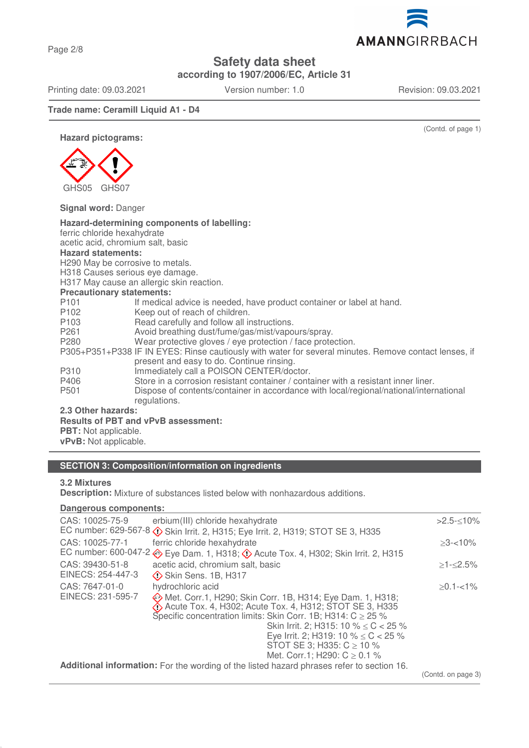Trade name: Ceramill Liquid A1 - D4

(Contd. of page 1)

**Hazard pictograms:**

GHS05 GHS07

**Signal word:** Danger

**Hazard-determining components of labelling:**
ferric chloride hexahydrate
acetic acid, chromium salt, basic

**Hazard statements:**
H290 May be corrosive to metals.
H318 Causes serious eye damage.
H317 May cause an allergic skin reaction.

**Precautionary statements:**

| | |
|---|---|
| P101 | If medical advice is needed, have product container or label at hand. |
| P102 | Keep out of reach of children. |
| P103 | Read carefully and follow all instructions. |
| P261 | Avoid breathing dust/fume/gas/mist/vapours/spray. |
| P280 | Wear protective gloves / eye protection / face protection. |
| P305+P351+P338 | IF IN EYES: Rinse cautiously with water for several minutes. Remove contact lenses, if present and easy to do. Continue rinsing. |
| P310 | Immediately call a POISON CENTER/doctor. |
| P406 | Store in a corrosion resistant container / container with a resistant inner liner. |
| P501 | Dispose of contents/container in accordance with local/regional/national/international regulations. |

**2.3 Other hazards:**

**Results of PBT and vPvB assessment:**

**PBT:** Not applicable.

**vPvB:** Not applicable.

## SECTION 3: Composition/information on ingredients

**3.2 Mixtures**

**Description:** Mixture of substances listed below with nonhazardous additions.

**Dangerous components:**

| Identifiers | Component / Classification | Concentration |
|---|---|---|
| CAS: 10025-75-9<br>EC number: 629-567-8 | erbium(III) chloride hexahydrate<br>Skin Irrit. 2, H315; Eye Irrit. 2, H319; STOT SE 3, H335 | >2.5-≤10% |
| CAS: 10025-77-1<br>EC number: 600-047-2 | ferric chloride hexahydrate<br>Eye Dam. 1, H318; Acute Tox. 4, H302; Skin Irrit. 2, H315 | ≥3-<10% |
| CAS: 39430-51-8<br>EINECS: 254-447-3 | acetic acid, chromium salt, basic<br>Skin Sens. 1B, H317 | ≥1-≤2.5% |
| CAS: 7647-01-0<br>EINECS: 231-595-7 | hydrochloric acid<br>Met. Corr.1, H290; Skin Corr. 1B, H314; Eye Dam. 1, H318; Acute Tox. 4, H302; Acute Tox. 4, H312; STOT SE 3, H335<br>Specific concentration limits: Skin Corr. 1B; H314: C ≥ 25 %<br>Skin Irrit. 2; H315: 10 % ≤ C < 25 %<br>Eye Irrit. 2; H319: 10 % ≤ C < 25 %<br>STOT SE 3; H335: C ≥ 10 %<br>Met. Corr.1; H290: C ≥ 0.1 % | ≥0.1-<1% |

**Additional information:** For the wording of the listed hazard phrases refer to section 16.

(Contd. on page 3)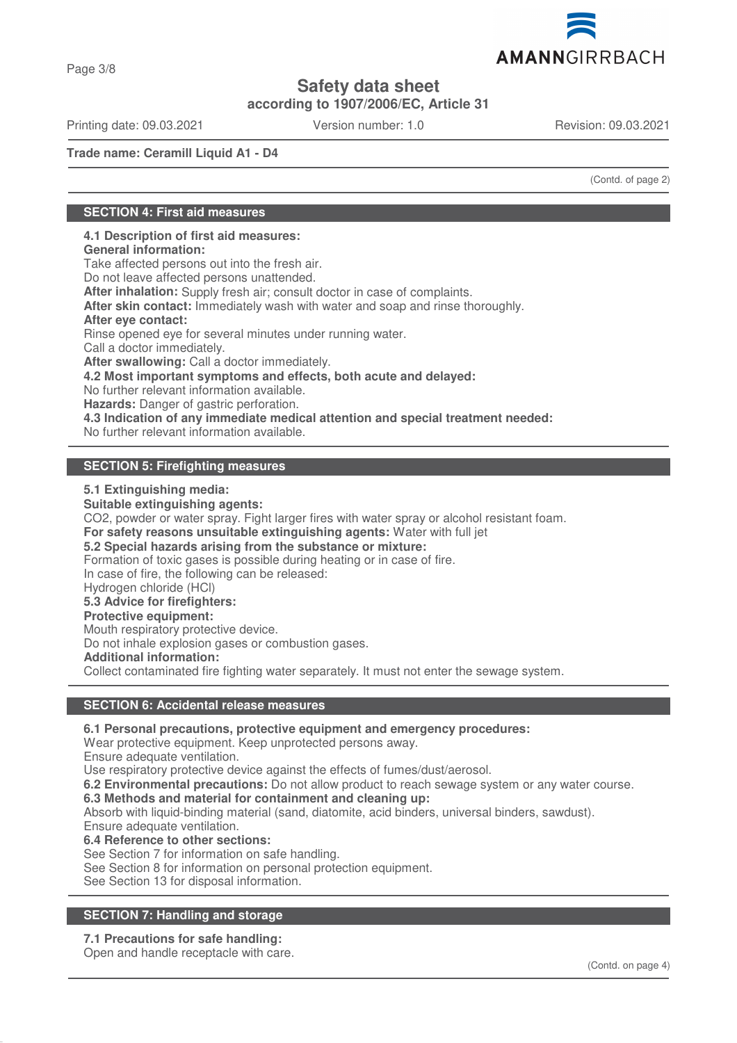**Trade name: Ceramill Liquid A1 - D4**

(Contd. of page 2)

## SECTION 4: First aid measures

**4.1 Description of first aid measures:**
**General information:**
Take affected persons out into the fresh air.
Do not leave affected persons unattended.
**After inhalation:** Supply fresh air; consult doctor in case of complaints.
**After skin contact:** Immediately wash with water and soap and rinse thoroughly.
**After eye contact:**
Rinse opened eye for several minutes under running water.
Call a doctor immediately.
**After swallowing:** Call a doctor immediately.
**4.2 Most important symptoms and effects, both acute and delayed:**
No further relevant information available.
**Hazards:** Danger of gastric perforation.
**4.3 Indication of any immediate medical attention and special treatment needed:**
No further relevant information available.

## SECTION 5: Firefighting measures

**5.1 Extinguishing media:**
**Suitable extinguishing agents:**
CO2, powder or water spray. Fight larger fires with water spray or alcohol resistant foam.
**For safety reasons unsuitable extinguishing agents:** Water with full jet
**5.2 Special hazards arising from the substance or mixture:**
Formation of toxic gases is possible during heating or in case of fire.
In case of fire, the following can be released:
Hydrogen chloride (HCl)
**5.3 Advice for firefighters:**
**Protective equipment:**
Mouth respiratory protective device.
Do not inhale explosion gases or combustion gases.
**Additional information:**
Collect contaminated fire fighting water separately. It must not enter the sewage system.

## SECTION 6: Accidental release measures

**6.1 Personal precautions, protective equipment and emergency procedures:**
Wear protective equipment. Keep unprotected persons away.
Ensure adequate ventilation.
Use respiratory protective device against the effects of fumes/dust/aerosol.
**6.2 Environmental precautions:** Do not allow product to reach sewage system or any water course.
**6.3 Methods and material for containment and cleaning up:**
Absorb with liquid-binding material (sand, diatomite, acid binders, universal binders, sawdust).
Ensure adequate ventilation.
**6.4 Reference to other sections:**
See Section 7 for information on safe handling.
See Section 8 for information on personal protection equipment.
See Section 13 for disposal information.

## SECTION 7: Handling and storage

**7.1 Precautions for safe handling:**
Open and handle receptacle with care.

(Contd. on page 4)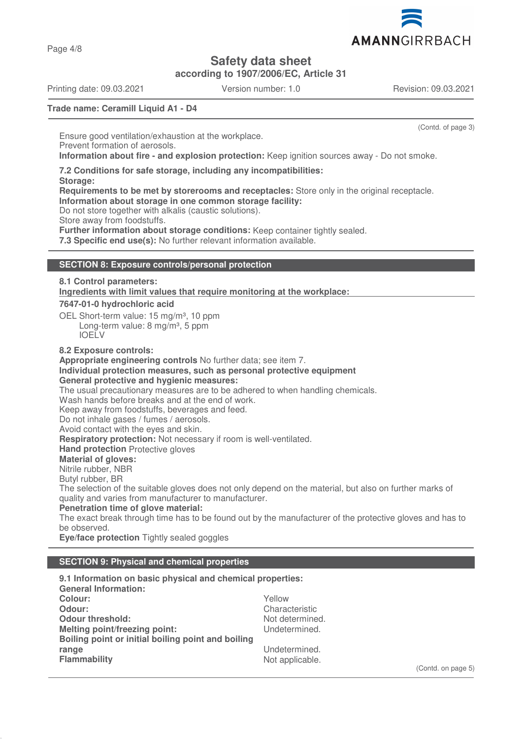**Trade name: Ceramill Liquid A1 - D4**

(Contd. of page 3)

Ensure good ventilation/exhaustion at the workplace.
Prevent formation of aerosols.
**Information about fire - and explosion protection:** Keep ignition sources away - Do not smoke.

**7.2 Conditions for safe storage, including any incompatibilities:**
**Storage:**
**Requirements to be met by storerooms and receptacles:** Store only in the original receptacle.
**Information about storage in one common storage facility:**
Do not store together with alkalis (caustic solutions).
Store away from foodstuffs.
**Further information about storage conditions:** Keep container tightly sealed.
**7.3 Specific end use(s):** No further relevant information available.

## SECTION 8: Exposure controls/personal protection

**8.1 Control parameters:**
**Ingredients with limit values that require monitoring at the workplace:**

**7647-01-0 hydrochloric acid**

OEL Short-term value: 15 mg/m³, 10 ppm
Long-term value: 8 mg/m³, 5 ppm
IOELV

**8.2 Exposure controls:**
**Appropriate engineering controls** No further data; see item 7.
**Individual protection measures, such as personal protective equipment**
**General protective and hygienic measures:**
The usual precautionary measures are to be adhered to when handling chemicals.
Wash hands before breaks and at the end of work.
Keep away from foodstuffs, beverages and feed.
Do not inhale gases / fumes / aerosols.
Avoid contact with the eyes and skin.
**Respiratory protection:** Not necessary if room is well-ventilated.
**Hand protection** Protective gloves
**Material of gloves:**
Nitrile rubber, NBR
Butyl rubber, BR
The selection of the suitable gloves does not only depend on the material, but also on further marks of quality and varies from manufacturer to manufacturer.
**Penetration time of glove material:**
The exact break through time has to be found out by the manufacturer of the protective gloves and has to be observed.
**Eye/face protection** Tightly sealed goggles

## SECTION 9: Physical and chemical properties

**9.1 Information on basic physical and chemical properties:**
**General Information:**

| | |
|---|---|
| **Colour:** | Yellow |
| **Odour:** | Characteristic |
| **Odour threshold:** | Not determined. |
| **Melting point/freezing point:** | Undetermined. |
| **Boiling point or initial boiling point and boiling range** | Undetermined. |
| **Flammability** | Not applicable. |

(Contd. on page 5)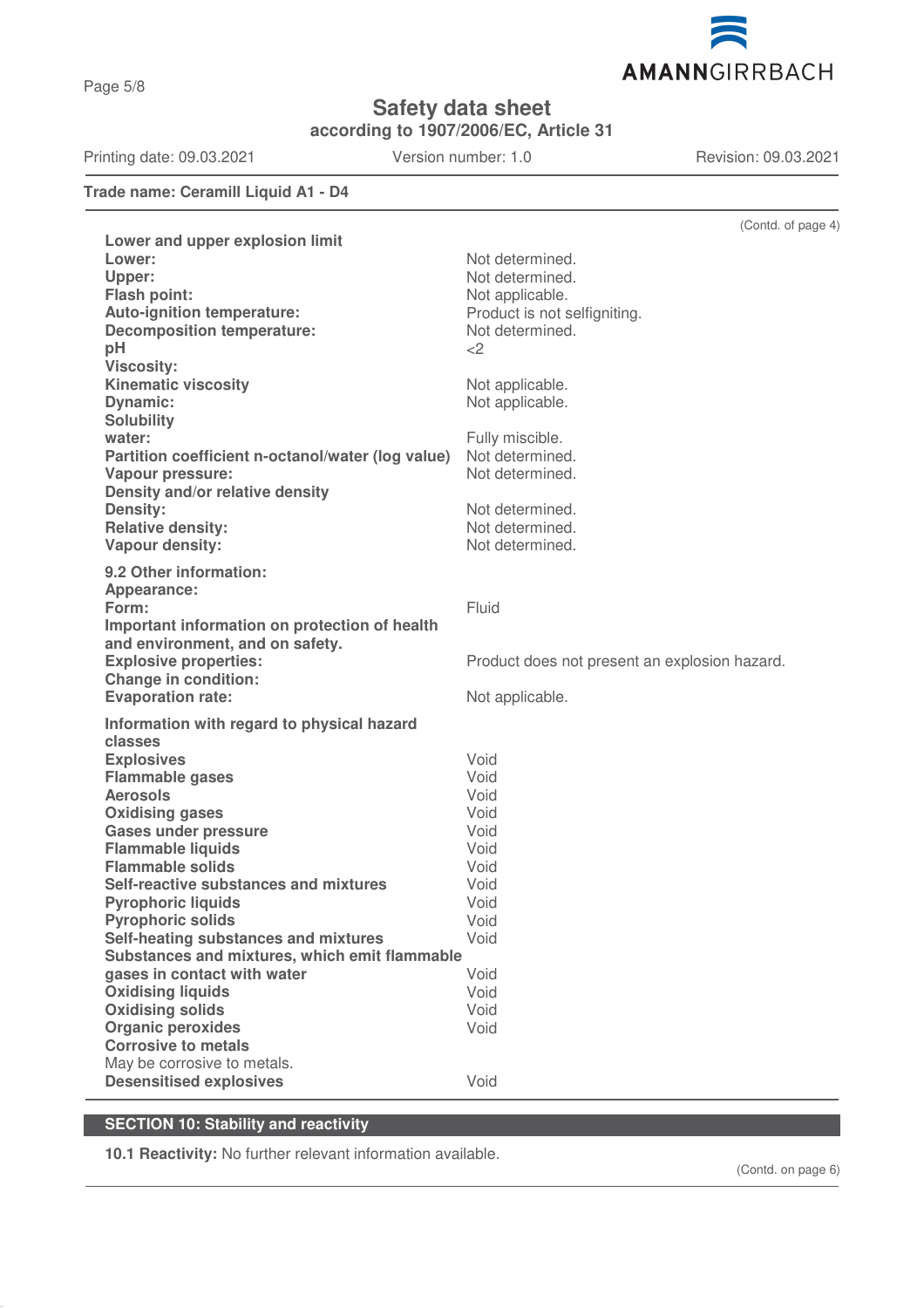(Contd. of page 4)

| | |
|---|---|
| **Lower and upper explosion limit** | |
| **Lower:** | Not determined. |
| **Upper:** | Not determined. |
| **Flash point:** | Not applicable. |
| **Auto-ignition temperature:** | Product is not selfigniting. |
| **Decomposition temperature:** | Not determined. |
| **pH** | <2 |
| **Viscosity:** | |
| **Kinematic viscosity** | Not applicable. |
| **Dynamic:** | Not applicable. |
| **Solubility** | |
| **water:** | Fully miscible. |
| **Partition coefficient n-octanol/water (log value)** | Not determined. |
| **Vapour pressure:** | Not determined. |
| **Density and/or relative density** | |
| **Density:** | Not determined. |
| **Relative density:** | Not determined. |
| **Vapour density:** | Not determined. |

**9.2 Other information:**

| | |
|---|---|
| **Appearance:** | |
| **Form:** | Fluid |
| **Important information on protection of health and environment, and on safety.** | |
| **Explosive properties:** | Product does not present an explosion hazard. |
| **Change in condition:** | |
| **Evaporation rate:** | Not applicable. |

| | |
|---|---|
| **Information with regard to physical hazard classes** | |
| **Explosives** | Void |
| **Flammable gases** | Void |
| **Aerosols** | Void |
| **Oxidising gases** | Void |
| **Gases under pressure** | Void |
| **Flammable liquids** | Void |
| **Flammable solids** | Void |
| **Self-reactive substances and mixtures** | Void |
| **Pyrophoric liquids** | Void |
| **Pyrophoric solids** | Void |
| **Self-heating substances and mixtures** | Void |
| **Substances and mixtures, which emit flammable gases in contact with water** | Void |
| **Oxidising liquids** | Void |
| **Oxidising solids** | Void |
| **Organic peroxides** | Void |
| **Corrosive to metals** May be corrosive to metals. | |
| **Desensitised explosives** | Void |

## SECTION 10: Stability and reactivity

**10.1 Reactivity:** No further relevant information available.

(Contd. on page 6)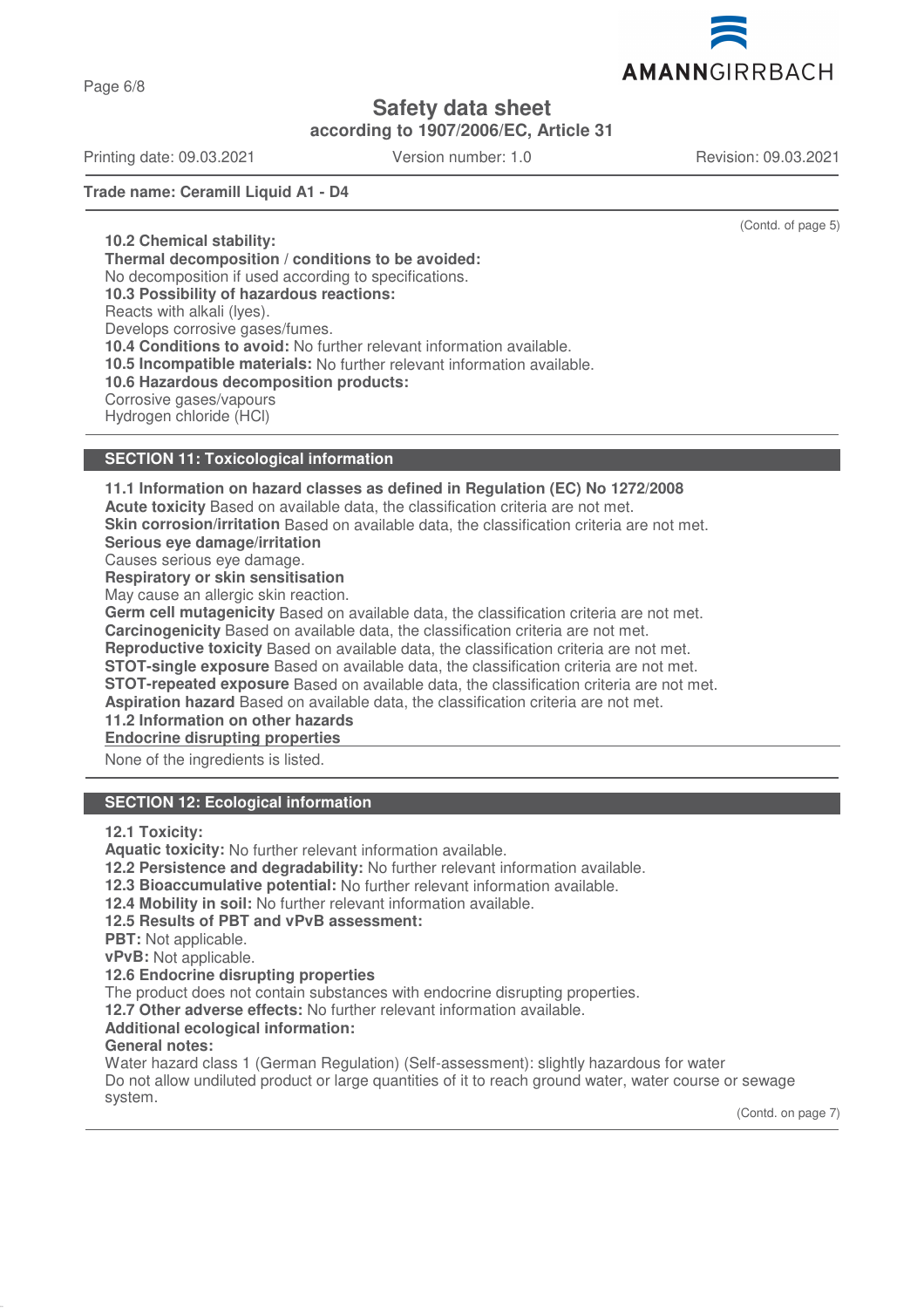**Trade name: Ceramill Liquid A1 - D4**

(Contd. of page 5)

**10.2 Chemical stability:**
**Thermal decomposition / conditions to be avoided:**
No decomposition if used according to specifications.
**10.3 Possibility of hazardous reactions:**
Reacts with alkali (lyes).
Develops corrosive gases/fumes.
**10.4 Conditions to avoid:** No further relevant information available.
**10.5 Incompatible materials:** No further relevant information available.
**10.6 Hazardous decomposition products:**
Corrosive gases/vapours
Hydrogen chloride (HCl)

## SECTION 11: Toxicological information

**11.1 Information on hazard classes as defined in Regulation (EC) No 1272/2008**
**Acute toxicity** Based on available data, the classification criteria are not met.
**Skin corrosion/irritation** Based on available data, the classification criteria are not met.
**Serious eye damage/irritation**
Causes serious eye damage.
**Respiratory or skin sensitisation**
May cause an allergic skin reaction.
**Germ cell mutagenicity** Based on available data, the classification criteria are not met.
**Carcinogenicity** Based on available data, the classification criteria are not met.
**Reproductive toxicity** Based on available data, the classification criteria are not met.
**STOT-single exposure** Based on available data, the classification criteria are not met.
**STOT-repeated exposure** Based on available data, the classification criteria are not met.
**Aspiration hazard** Based on available data, the classification criteria are not met.
**11.2 Information on other hazards**
**Endocrine disrupting properties**
None of the ingredients is listed.

## SECTION 12: Ecological information

**12.1 Toxicity:**
**Aquatic toxicity:** No further relevant information available.
**12.2 Persistence and degradability:** No further relevant information available.
**12.3 Bioaccumulative potential:** No further relevant information available.
**12.4 Mobility in soil:** No further relevant information available.
**12.5 Results of PBT and vPvB assessment:**
**PBT:** Not applicable.
**vPvB:** Not applicable.
**12.6 Endocrine disrupting properties**
The product does not contain substances with endocrine disrupting properties.
**12.7 Other adverse effects:** No further relevant information available.
**Additional ecological information:**
**General notes:**
Water hazard class 1 (German Regulation) (Self-assessment): slightly hazardous for water
Do not allow undiluted product or large quantities of it to reach ground water, water course or sewage system.

(Contd. on page 7)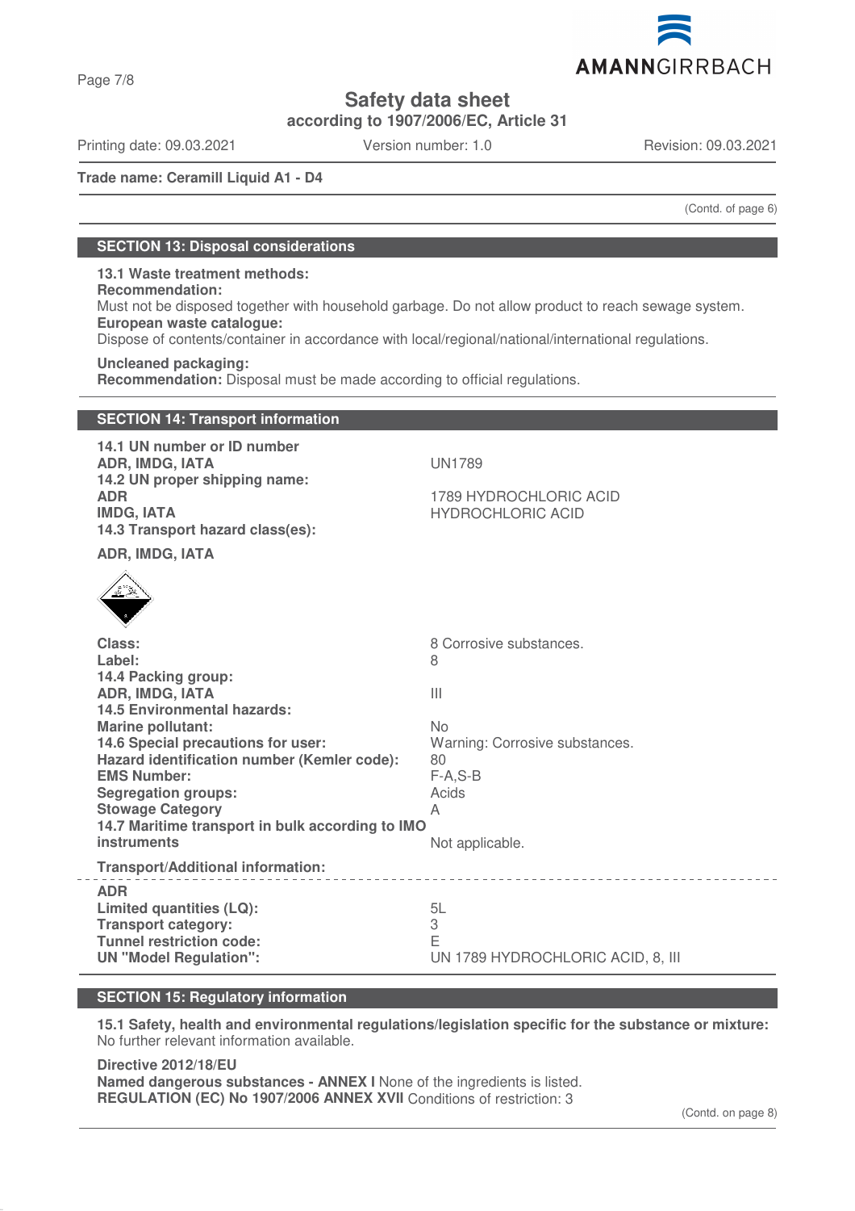Trade name: Ceramill Liquid A1 - D4

(Contd. of page 6)

## SECTION 13: Disposal considerations

**13.1 Waste treatment methods:**

**Recommendation:**

Must not be disposed together with household garbage. Do not allow product to reach sewage system.

**European waste catalogue:**

Dispose of contents/container in accordance with local/regional/national/international regulations.

**Uncleaned packaging:**

**Recommendation:** Disposal must be made according to official regulations.

## SECTION 14: Transport information

| | |
|---|---|
| **14.1 UN number or ID number** | |
| **ADR, IMDG, IATA** | UN1789 |
| **14.2 UN proper shipping name:** | |
| **ADR** | 1789 HYDROCHLORIC ACID |
| **IMDG, IATA** | HYDROCHLORIC ACID |
| **14.3 Transport hazard class(es):** | |
| **ADR, IMDG, IATA** | |
| **Class:** | 8 Corrosive substances. |
| **Label:** | 8 |
| **14.4 Packing group:** | |
| **ADR, IMDG, IATA** | III |
| **14.5 Environmental hazards:** | |
| **Marine pollutant:** | No |
| **14.6 Special precautions for user:** | Warning: Corrosive substances. |
| **Hazard identification number (Kemler code):** | 80 |
| **EMS Number:** | F-A,S-B |
| **Segregation groups:** | Acids |
| **Stowage Category** | A |
| **14.7 Maritime transport in bulk according to IMO instruments** | Not applicable. |

**Transport/Additional information:**

| | |
|---|---|
| **ADR** | |
| **Limited quantities (LQ):** | 5L |
| **Transport category:** | 3 |
| **Tunnel restriction code:** | E |
| **UN "Model Regulation":** | UN 1789 HYDROCHLORIC ACID, 8, III |

## SECTION 15: Regulatory information

**15.1 Safety, health and environmental regulations/legislation specific for the substance or mixture:**
No further relevant information available.

**Directive 2012/18/EU**

**Named dangerous substances - ANNEX I** None of the ingredients is listed.

**REGULATION (EC) No 1907/2006 ANNEX XVII** Conditions of restriction: 3

(Contd. on page 8)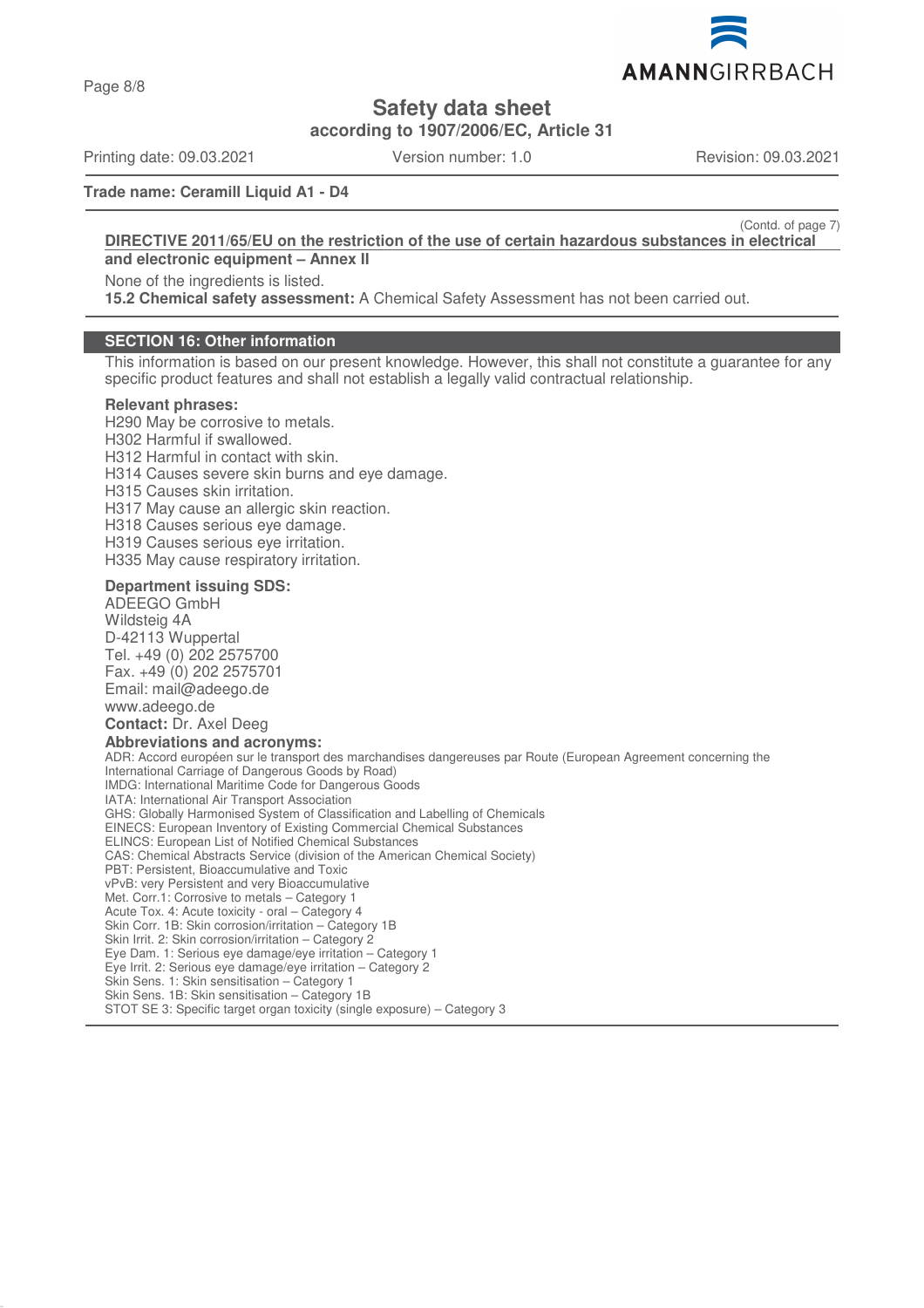(Contd. of page 7)

**DIRECTIVE 2011/65/EU on the restriction of the use of certain hazardous substances in electrical and electronic equipment – Annex II**

None of the ingredients is listed.

**15.2 Chemical safety assessment:** A Chemical Safety Assessment has not been carried out.

## SECTION 16: Other information

This information is based on our present knowledge. However, this shall not constitute a guarantee for any specific product features and shall not establish a legally valid contractual relationship.

**Relevant phrases:**

H290 May be corrosive to metals.
H302 Harmful if swallowed.
H312 Harmful in contact with skin.
H314 Causes severe skin burns and eye damage.
H315 Causes skin irritation.
H317 May cause an allergic skin reaction.
H318 Causes serious eye damage.
H319 Causes serious eye irritation.
H335 May cause respiratory irritation.

**Department issuing SDS:**

ADEEGO GmbH
Wildsteig 4A
D-42113 Wuppertal
Tel. +49 (0) 202 2575700
Fax. +49 (0) 202 2575701
Email: mail@adeego.de
www.adeego.de

**Contact:** Dr. Axel Deeg

**Abbreviations and acronyms:**

ADR: Accord européen sur le transport des marchandises dangereuses par Route (European Agreement concerning the International Carriage of Dangerous Goods by Road)
IMDG: International Maritime Code for Dangerous Goods
IATA: International Air Transport Association
GHS: Globally Harmonised System of Classification and Labelling of Chemicals
EINECS: European Inventory of Existing Commercial Chemical Substances
ELINCS: European List of Notified Chemical Substances
CAS: Chemical Abstracts Service (division of the American Chemical Society)
PBT: Persistent, Bioaccumulative and Toxic
vPvB: very Persistent and very Bioaccumulative
Met. Corr.1: Corrosive to metals – Category 1
Acute Tox. 4: Acute toxicity - oral – Category 4
Skin Corr. 1B: Skin corrosion/irritation – Category 1B
Skin Irrit. 2: Skin corrosion/irritation – Category 2
Eye Dam. 1: Serious eye damage/eye irritation – Category 1
Eye Irrit. 2: Serious eye damage/eye irritation – Category 2
Skin Sens. 1: Skin sensitisation – Category 1
Skin Sens. 1B: Skin sensitisation – Category 1B
STOT SE 3: Specific target organ toxicity (single exposure) – Category 3